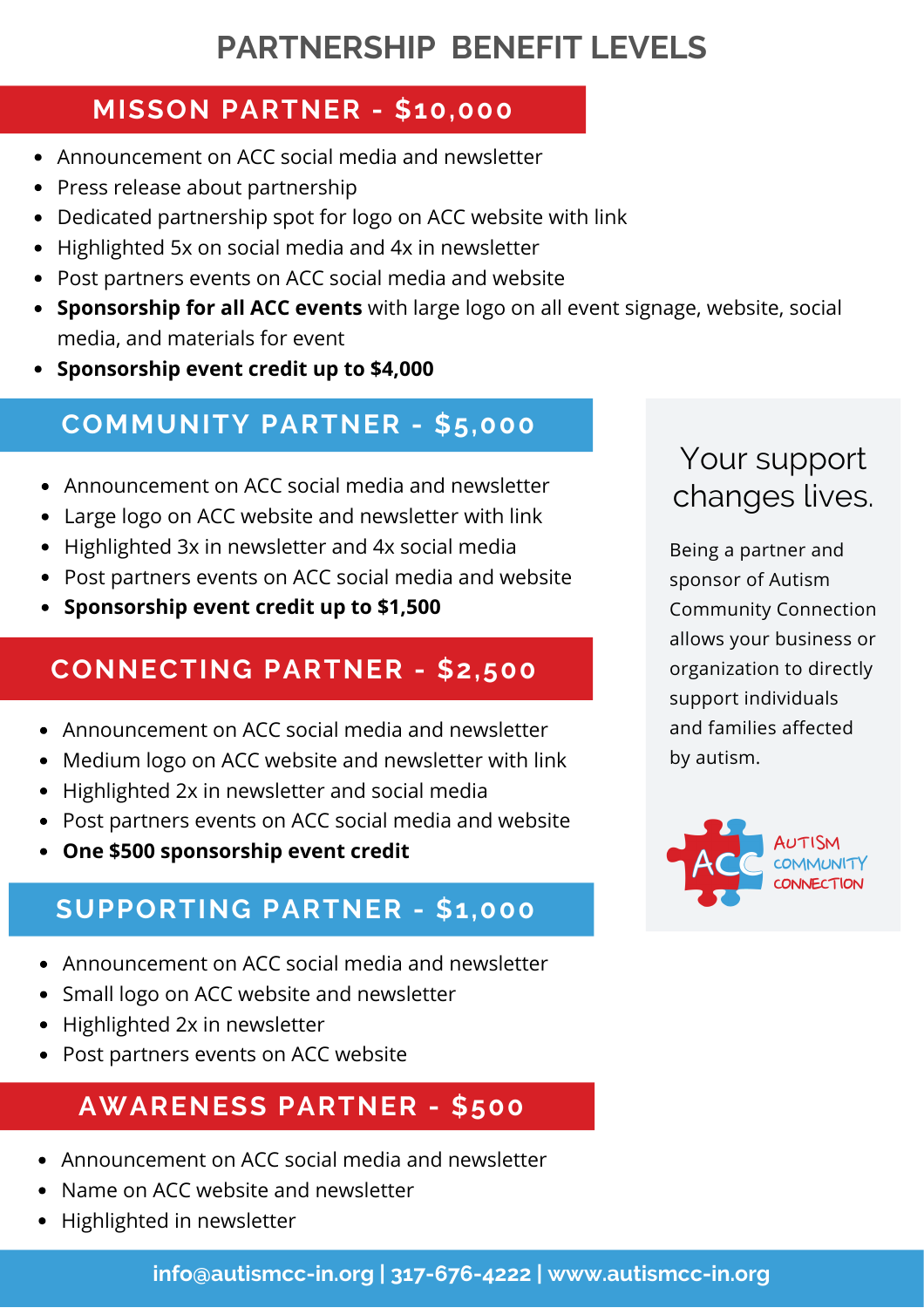# PARTNERSHIP BENEFIT LEVELS

## MISSON PARTNER - $10,000

- Announcement on ACC social media and newsletter
- Press release about partnership
- Dedicated partnership spot for logo on ACC website with link
- Highlighted 5x on social media and 4x in newsletter
- Post partners events on ACC social media and website
- **Sponsorship for all ACC events** with large logo on all event signage, website, social media, and materials for event
- **Sponsorship event credit up to $4,000**

## COMMUNITY PARTNER - $5,000

- Announcement on ACC social media and newsletter
- Large logo on ACC website and newsletter with link
- Highlighted 3x in newsletter and 4x social media
- Post partners events on ACC social media and website
- **Sponsorship event credit up to $1,500**

## CONNECTING PARTNER - $2,500

- Announcement on ACC social media and newsletter
- Medium logo on ACC website and newsletter with link
- Highlighted 2x in newsletter and social media
- Post partners events on ACC social media and website
- **One $500 sponsorship event credit**

## SUPPORTING PARTNER - $1,000

- Announcement on ACC social media and newsletter
- Small logo on ACC website and newsletter
- Highlighted 2x in newsletter
- Post partners events on ACC website

## AWARENESS PARTNER - $500

- Announcement on ACC social media and newsletter
- Name on ACC website and newsletter
- Highlighted in newsletter

### Your support changes lives.

Being a partner and sponsor of Autism Community Connection allows your business or organization to directly support individuals and families affected by autism.

AUTISM COMMUNITY CONNECTION

**info@autismcc-in.org | 317-676-4222 | www.autismcc-in.org**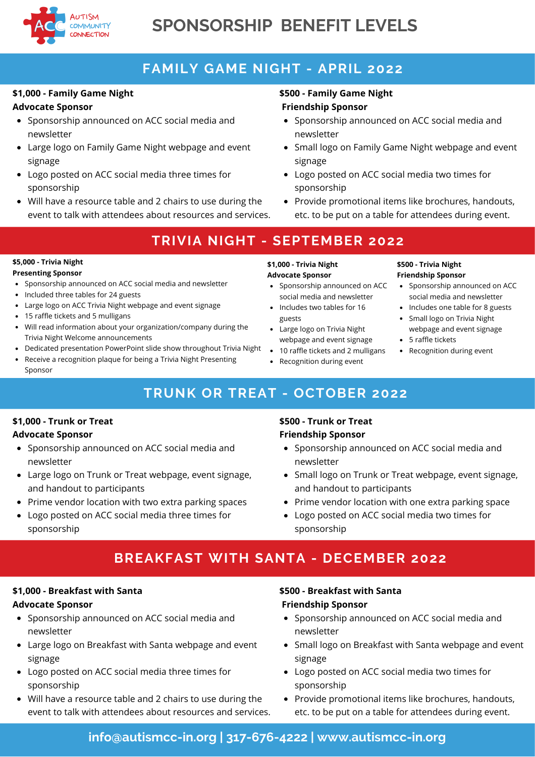AUTISM COMMUNITY CONNECTION

# SPONSORSHIP BENEFIT LEVELS

## FAMILY GAME NIGHT - APRIL 2022

**$1,000 - Family Game Night**
**Advocate Sponsor**

- Sponsorship announced on ACC social media and newsletter
- Large logo on Family Game Night webpage and event signage
- Logo posted on ACC social media three times for sponsorship
- Will have a resource table and 2 chairs to use during the event to talk with attendees about resources and services.

**$500 - Family Game Night**
**Friendship Sponsor**

- Sponsorship announced on ACC social media and newsletter
- Small logo on Family Game Night webpage and event signage
- Logo posted on ACC social media two times for sponsorship
- Provide promotional items like brochures, handouts, etc. to be put on a table for attendees during event.

## TRIVIA NIGHT - SEPTEMBER 2022

**$5,000 - Trivia Night**
**Presenting Sponsor**

- Sponsorship announced on ACC social media and newsletter
- Included three tables for 24 guests
- Large logo on ACC Trivia Night webpage and event signage
- 15 raffle tickets and 5 mulligans
- Will read information about your organization/company during the Trivia Night Welcome announcements
- Dedicated presentation PowerPoint slide show throughout Trivia Night
- Receive a recognition plaque for being a Trivia Night Presenting Sponsor

**$1,000 - Trivia Night**
**Advocate Sponsor**

- Sponsorship announced on ACC social media and newsletter
- Includes two tables for 16 guests
- Large logo on Trivia Night webpage and event signage
- 10 raffle tickets and 2 mulligans
- Recognition during event

**$500 - Trivia Night**
**Friendship Sponsor**

- Sponsorship announced on ACC social media and newsletter
- Includes one table for 8 guests
- Small logo on Trivia Night webpage and event signage
- 5 raffle tickets
- Recognition during event

## TRUNK OR TREAT - OCTOBER 2022

**$1,000 - Trunk or Treat**
**Advocate Sponsor**

- Sponsorship announced on ACC social media and newsletter
- Large logo on Trunk or Treat webpage, event signage, and handout to participants
- Prime vendor location with two extra parking spaces
- Logo posted on ACC social media three times for sponsorship

**$500 - Trunk or Treat**
**Friendship Sponsor**

- Sponsorship announced on ACC social media and newsletter
- Small logo on Trunk or Treat webpage, event signage, and handout to participants
- Prime vendor location with one extra parking space
- Logo posted on ACC social media two times for sponsorship

## BREAKFAST WITH SANTA - DECEMBER 2022

**$1,000 - Breakfast with Santa**
**Advocate Sponsor**

- Sponsorship announced on ACC social media and newsletter
- Large logo on Breakfast with Santa webpage and event signage
- Logo posted on ACC social media three times for sponsorship
- Will have a resource table and 2 chairs to use during the event to talk with attendees about resources and services.

**$500 - Breakfast with Santa**
**Friendship Sponsor**

- Sponsorship announced on ACC social media and newsletter
- Small logo on Breakfast with Santa webpage and event signage
- Logo posted on ACC social media two times for sponsorship
- Provide promotional items like brochures, handouts, etc. to be put on a table for attendees during event.

**info@autismcc-in.org | 317-676-4222 | www.autismcc-in.org**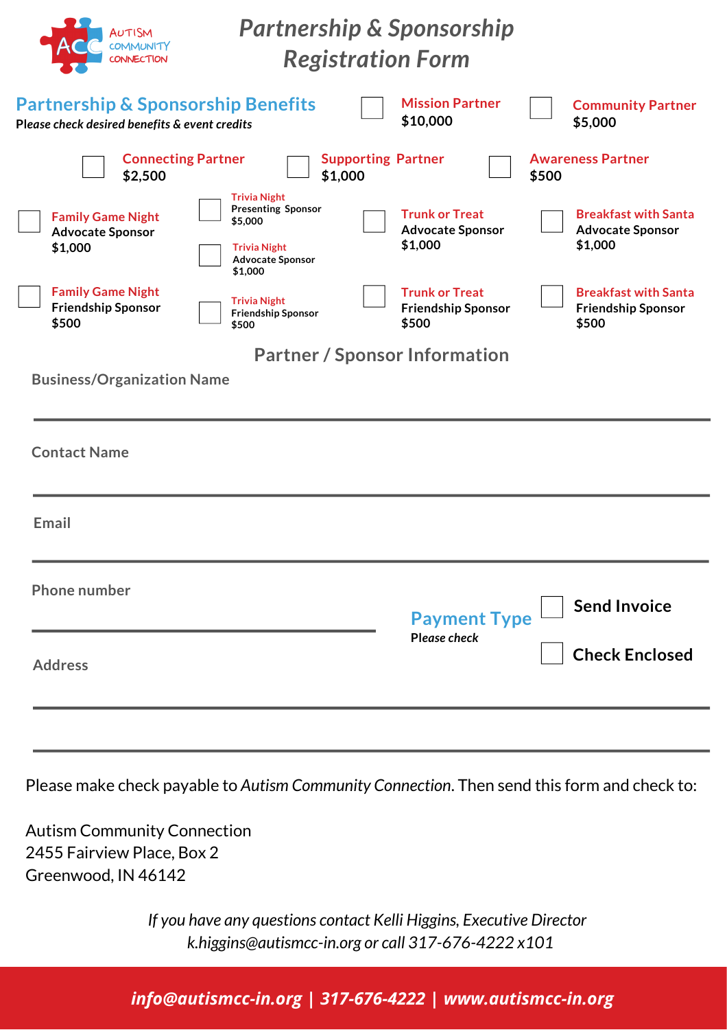AUTISM COMMUNITY CONNECTION

# *Partnership & Sponsorship Registration Form*

## Partnership & Sponsorship Benefits

*Please check desired benefits & event credits*

- ☐ **Mission Partner** $10,000
- ☐ **Community Partner** $5,000
- ☐ **Connecting Partner** $2,500
- ☐ **Supporting Partner** $1,000
- ☐ **Awareness Partner** $500

- ☐ **Family Game Night** Advocate Sponsor $1,000
- ☐ **Trivia Night** Presenting Sponsor $5,000
- ☐ **Trivia Night** Advocate Sponsor $1,000
- ☐ **Trunk or Treat** Advocate Sponsor $1,000
- ☐ **Breakfast with Santa** Advocate Sponsor $1,000
- ☐ **Family Game Night** Friendship Sponsor $500
- ☐ **Trivia Night** Friendship Sponsor $500
- ☐ **Trunk or Treat** Friendship Sponsor $500
- ☐ **Breakfast with Santa** Friendship Sponsor $500

## Partner / Sponsor Information

Business/Organization Name

___

Contact Name

___

Email

___

Phone number

___

Address

___

___

**Payment Type**
*Please check*

- ☐ Send Invoice
- ☐ Check Enclosed

Please make check payable to *Autism Community Connection*. Then send this form and check to:

Autism Community Connection
2455 Fairview Place, Box 2
Greenwood, IN 46142

*If you have any questions contact Kelli Higgins, Executive Director*
*k.higgins@autismcc-in.org or call 317-676-4222 x101*

***info@autismcc-in.org | 317-676-4222 | www.autismcc-in.org***